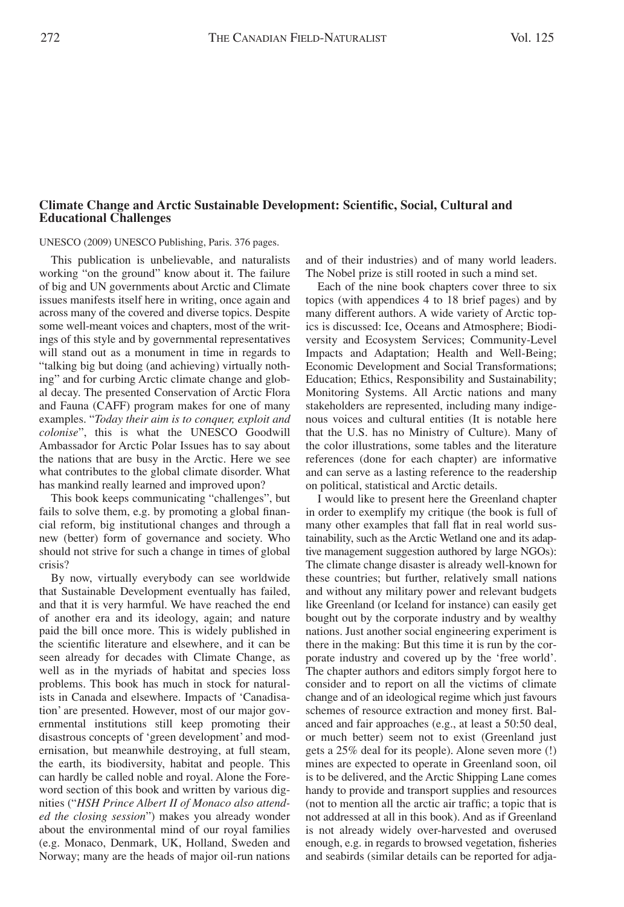### Climate Change and Arctic Sustainable Development: Scientific, Social, Cultural and Educational Challenges

UNESCO (2009) UNESCO Publishing, Paris. 376 pages.

This publication is unbelievable, and naturalists working "on the ground" know about it. The failure of big and UN governments about Arctic and Climate issues manifests itself here in writing, once again and across many of the covered and diverse topics. Despite some well-meant voices and chapters, most of the writings of this style and by governmental representatives will stand out as a monument in time in regards to "talking big but doing (and achieving) virtually nothing" and for curbing Arctic climate change and global decay. The presented Conservation of Arctic Flora and Fauna (CAFF) program makes for one of many examples. "*Today their aim is to conquer, exploit and colonise*", this is what the UNESCO Goodwill Ambassador for Arctic Polar Issues has to say about the nations that are busy in the Arctic. Here we see what contributes to the global climate disorder. What has mankind really learned and improved upon?

This book keeps communicating "challenges", but fails to solve them, e.g. by promoting a global financial reform, big institutional changes and through a new (better) form of governance and society. Who should not strive for such a change in times of global crisis?

By now, virtually everybody can see worldwide that Sustainable Development eventually has failed, and that it is very harmful. We have reached the end of another era and its ideology, again; and nature paid the bill once more. This is widely published in the scientific literature and elsewhere, and it can be seen already for decades with Climate Change, as well as in the myriads of habitat and species loss problems. This book has much in stock for naturalists in Canada and elsewhere. Impacts of 'Canadisation' are presented. However, most of our major governmental institutions still keep promoting their disastrous concepts of 'green development' and modernisation, but meanwhile destroying, at full steam, the earth, its biodiversity, habitat and people. This can hardly be called noble and royal. Alone the Foreword section of this book and written by various dignities ("*HSH Prince Albert II of Monaco also attended the closing session*") makes you already wonder about the environmental mind of our royal families (e.g. Monaco, Denmark, UK, Holland, Sweden and Norway; many are the heads of major oil-run nations and of their industries) and of many world leaders. The Nobel prize is still rooted in such a mind set.

Each of the nine book chapters cover three to six topics (with appendices 4 to 18 brief pages) and by many different authors. A wide variety of Arctic topics is discussed: Ice, Oceans and Atmosphere; Biodiversity and Ecosystem Services; Community-Level Impacts and Adaptation; Health and Well-Being; Economic Development and Social Transformations; Education; Ethics, Responsibility and Sustainability; Monitoring Systems. All Arctic nations and many stakeholders are represented, including many indigenous voices and cultural entities (It is notable here that the U.S. has no Ministry of Culture). Many of the color illustrations, some tables and the literature references (done for each chapter) are informative and can serve as a lasting reference to the readership on political, statistical and Arctic details.

I would like to present here the Greenland chapter in order to exemplify my critique (the book is full of many other examples that fall flat in real world sustainability, such as the Arctic Wetland one and its adaptive management suggestion authored by large NGOs): The climate change disaster is already well-known for these countries; but further, relatively small nations and without any military power and relevant budgets like Greenland (or Iceland for instance) can easily get bought out by the corporate industry and by wealthy nations. Just another social engineering experiment is there in the making: But this time it is run by the corporate industry and covered up by the 'free world'. The chapter authors and editors simply forgot here to consider and to report on all the victims of climate change and of an ideological regime which just favours schemes of resource extraction and money first. Balanced and fair approaches (e.g., at least a 50:50 deal, or much better) seem not to exist (Greenland just gets a 25% deal for its people). Alone seven more (!) mines are expected to operate in Greenland soon, oil is to be delivered, and the Arctic Shipping Lane comes handy to provide and transport supplies and resources (not to mention all the arctic air traffic; a topic that is not addressed at all in this book). And as if Greenland is not already widely over-harvested and overused enough, e.g. in regards to browsed vegetation, fisheries and seabirds (similar details can be reported for adja-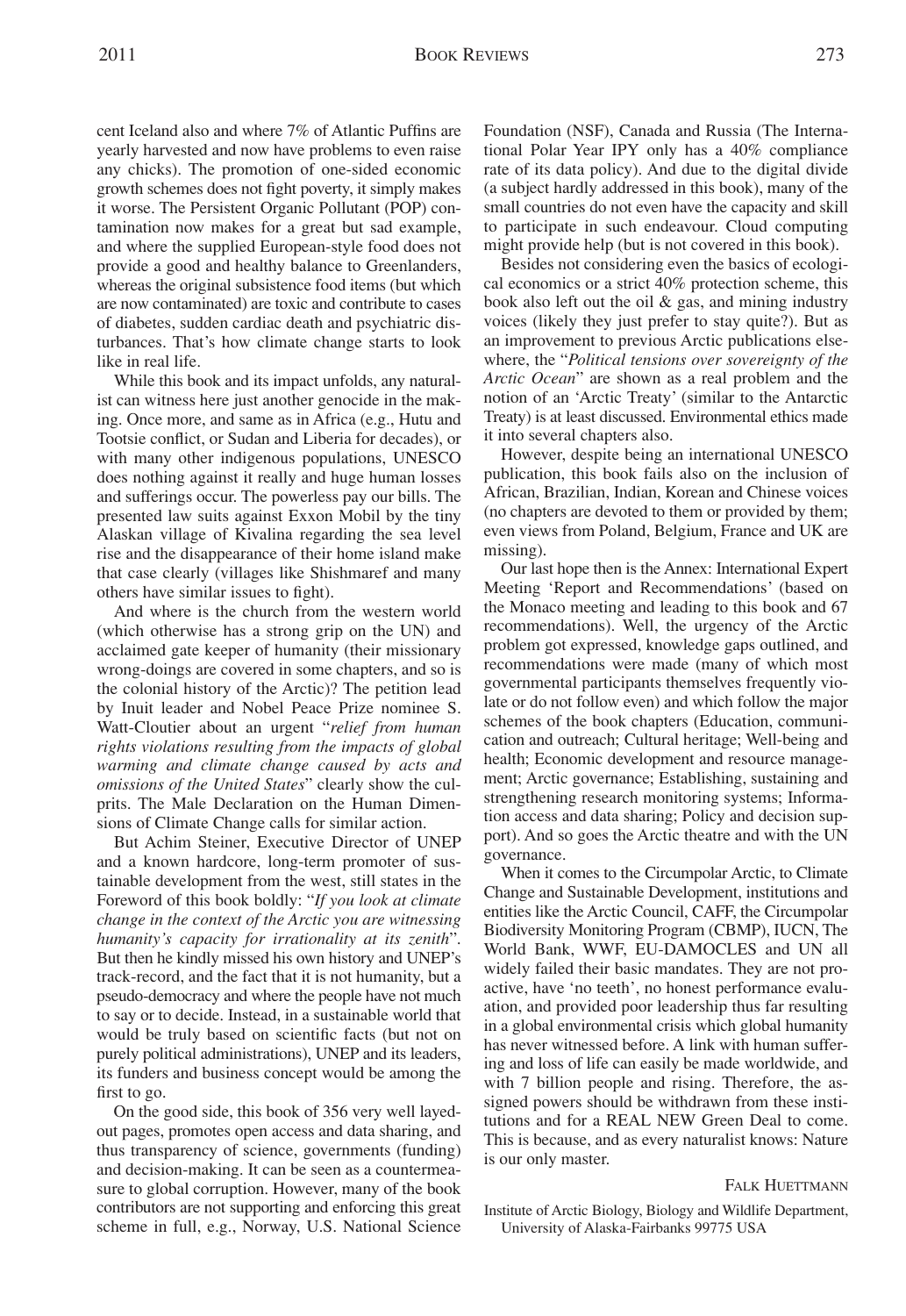cent Iceland also and where 7% of Atlantic Puffins are yearly harvested and now have problems to even raise any chicks). The promotion of one-sided economic growth schemes does not fight poverty, it simply makes it worse. The Persistent Organic Pollutant (POP) contamination now makes for a great but sad example, and where the supplied European-style food does not provide a good and healthy balance to Greenlanders, whereas the original subsistence food items (but which are now contaminated) are toxic and contribute to cases of diabetes, sudden cardiac death and psychiatric disturbances. That's how climate change starts to look like in real life.

While this book and its impact unfolds, any naturalist can witness here just another genocide in the making. Once more, and same as in Africa (e.g., Hutu and Tootsie conflict, or Sudan and Liberia for decades), or with many other indigenous populations, UNESCO does nothing against it really and huge human losses and sufferings occur. The powerless pay our bills. The presented law suits against Exxon Mobil by the tiny Alaskan village of Kivalina regarding the sea level rise and the disappearance of their home island make that case clearly (villages like Shishmaref and many others have similar issues to fight).

And where is the church from the western world (which otherwise has a strong grip on the UN) and acclaimed gate keeper of humanity (their missionary wrong-doings are covered in some chapters, and so is the colonial history of the Arctic)? The petition lead by Inuit leader and Nobel Peace Prize nominee S. Watt-Cloutier about an urgent "*relief from human rights violations resulting from the impacts of global warming and climate change caused by acts and omissions of the United States*" clearly show the culprits. The Male Declaration on the Human Dimensions of Climate Change calls for similar action.

But Achim Steiner, Executive Director of UNEP and a known hardcore, long-term promoter of sustainable development from the west, still states in the Foreword of this book boldly: "*If you look at climate change in the context of the Arctic you are witnessing humanity's capacity for irrationality at its zenith*". But then he kindly missed his own history and UNEP's track-record, and the fact that it is not humanity, but a pseudo-democracy and where the people have not much to say or to decide. Instead, in a sustainable world that would be truly based on scientific facts (but not on purely political administrations), UNEP and its leaders, its funders and business concept would be among the first to go.

On the good side, this book of 356 very well layed-out pages, promotes open access and data sharing, and thus transparency of science, governments (funding) and decision-making. It can be seen as a countermeasure to global corruption. However, many of the book contributors are not supporting and enforcing this great scheme in full, e.g., Norway, U.S. National Science Foundation (NSF), Canada and Russia (The International Polar Year IPY only has a 40% compliance rate of its data policy). And due to the digital divide (a subject hardly addressed in this book), many of the small countries do not even have the capacity and skill to participate in such endeavour. Cloud computing might provide help (but is not covered in this book).

Besides not considering even the basics of ecological economics or a strict 40% protection scheme, this book also left out the oil & gas, and mining industry voices (likely they just prefer to stay quite?). But as an improvement to previous Arctic publications elsewhere, the "*Political tensions over sovereignty of the Arctic Ocean*" are shown as a real problem and the notion of an 'Arctic Treaty' (similar to the Antarctic Treaty) is at least discussed. Environmental ethics made it into several chapters also.

However, despite being an international UNESCO publication, this book fails also on the inclusion of African, Brazilian, Indian, Korean and Chinese voices (no chapters are devoted to them or provided by them; even views from Poland, Belgium, France and UK are missing).

Our last hope then is the Annex: International Expert Meeting 'Report and Recommendations' (based on the Monaco meeting and leading to this book and 67 recommendations). Well, the urgency of the Arctic problem got expressed, knowledge gaps outlined, and recommendations were made (many of which most governmental participants themselves frequently violate or do not follow even) and which follow the major schemes of the book chapters (Education, communication and outreach; Cultural heritage; Well-being and health; Economic development and resource management; Arctic governance; Establishing, sustaining and strengthening research monitoring systems; Information access and data sharing; Policy and decision support). And so goes the Arctic theatre and with the UN governance.

When it comes to the Circumpolar Arctic, to Climate Change and Sustainable Development, institutions and entities like the Arctic Council, CAFF, the Circumpolar Biodiversity Monitoring Program (CBMP), IUCN, The World Bank, WWF, EU-DAMOCLES and UN all widely failed their basic mandates. They are not proactive, have 'no teeth', no honest performance evaluation, and provided poor leadership thus far resulting in a global environmental crisis which global humanity has never witnessed before. A link with human suffering and loss of life can easily be made worldwide, and with 7 billion people and rising. Therefore, the assigned powers should be withdrawn from these institutions and for a REAL NEW Green Deal to come. This is because, and as every naturalist knows: Nature is our only master.

FALK HUETTMANN

Institute of Arctic Biology, Biology and Wildlife Department, University of Alaska-Fairbanks 99775 USA